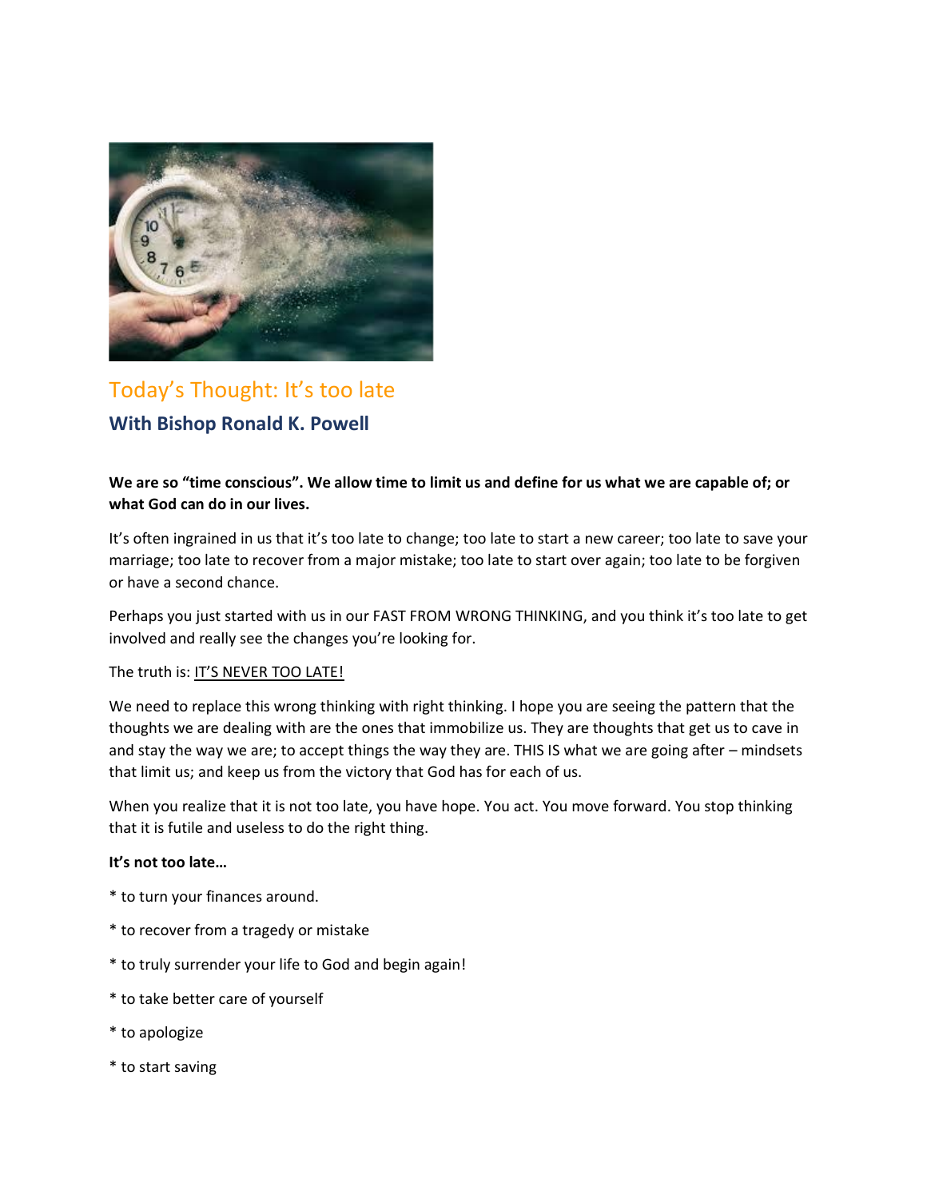## Today's Thought: It's too late

### With Bishop Ronald K. Powell

**We are so "time conscious". We allow time to limit us and define for us what we are capable of; or what God can do in our lives.**

It's often ingrained in us that it's too late to change; too late to start a new career; too late to save your marriage; too late to recover from a major mistake; too late to start over again; too late to be forgiven or have a second chance.

Perhaps you just started with us in our FAST FROM WRONG THINKING, and you think it's too late to get involved and really see the changes you're looking for.

The truth is: <u>IT'S NEVER TOO LATE!</u>

We need to replace this wrong thinking with right thinking. I hope you are seeing the pattern that the thoughts we are dealing with are the ones that immobilize us. They are thoughts that get us to cave in and stay the way we are; to accept things the way they are. THIS IS what we are going after – mindsets that limit us; and keep us from the victory that God has for each of us.

When you realize that it is not too late, you have hope. You act. You move forward. You stop thinking that it is futile and useless to do the right thing.

**It's not too late…**

* to turn your finances around.

* to recover from a tragedy or mistake

* to truly surrender your life to God and begin again!

* to take better care of yourself

* to apologize

* to start saving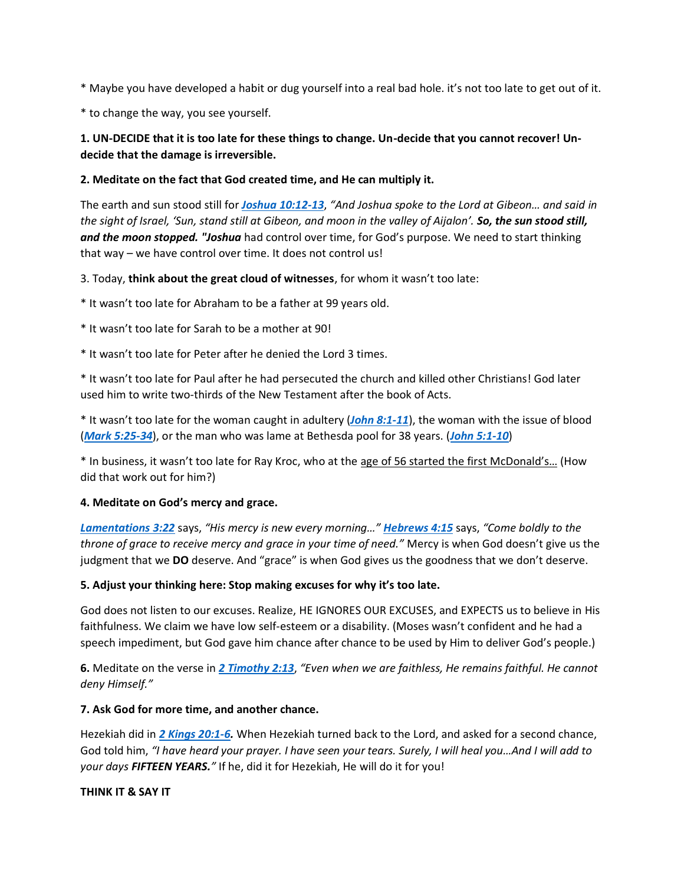* Maybe you have developed a habit or dug yourself into a real bad hole. it's not too late to get out of it.

* to change the way, you see yourself.

**1. UN-DECIDE that it is too late for these things to change. Un-decide that you cannot recover! Un-decide that the damage is irreversible.**

**2. Meditate on the fact that God created time, and He can multiply it.**

The earth and sun stood still for ***Joshua 10:12-13***, *"And Joshua spoke to the Lord at Gibeon… and said in the sight of Israel, 'Sun, stand still at Gibeon, and moon in the valley of Aijalon'.* ***So, the sun stood still, and the moon stopped. "Joshua*** had control over time, for God's purpose. We need to start thinking that way – we have control over time. It does not control us!

3. Today, **think about the great cloud of witnesses**, for whom it wasn't too late:

* It wasn't too late for Abraham to be a father at 99 years old.

* It wasn't too late for Sarah to be a mother at 90!

* It wasn't too late for Peter after he denied the Lord 3 times.

* It wasn't too late for Paul after he had persecuted the church and killed other Christians! God later used him to write two-thirds of the New Testament after the book of Acts.

* It wasn't too late for the woman caught in adultery (***John 8:1-11***), the woman with the issue of blood (***Mark 5:25-34***), or the man who was lame at Bethesda pool for 38 years. (***John 5:1-10***)

* In business, it wasn't too late for Ray Kroc, who at the age of 56 started the first McDonald's… (How did that work out for him?)

**4. Meditate on God's mercy and grace.**

***Lamentations 3:22*** says, *"His mercy is new every morning…"* ***Hebrews 4:15*** says, *"Come boldly to the throne of grace to receive mercy and grace in your time of need."* Mercy is when God doesn't give us the judgment that we **DO** deserve. And "grace" is when God gives us the goodness that we don't deserve.

**5. Adjust your thinking here: Stop making excuses for why it's too late.**

God does not listen to our excuses. Realize, HE IGNORES OUR EXCUSES, and EXPECTS us to believe in His faithfulness. We claim we have low self-esteem or a disability. (Moses wasn't confident and he had a speech impediment, but God gave him chance after chance to be used by Him to deliver God's people.)

**6.** Meditate on the verse in ***2 Timothy 2:13***, *"Even when we are faithless, He remains faithful. He cannot deny Himself."*

**7. Ask God for more time, and another chance.**

Hezekiah did in ***2 Kings 20:1-6.*** When Hezekiah turned back to the Lord, and asked for a second chance, God told him, *"I have heard your prayer. I have seen your tears. Surely, I will heal you…And I will add to your days* ***FIFTEEN YEARS."*** If he, did it for Hezekiah, He will do it for you!

**THINK IT & SAY IT**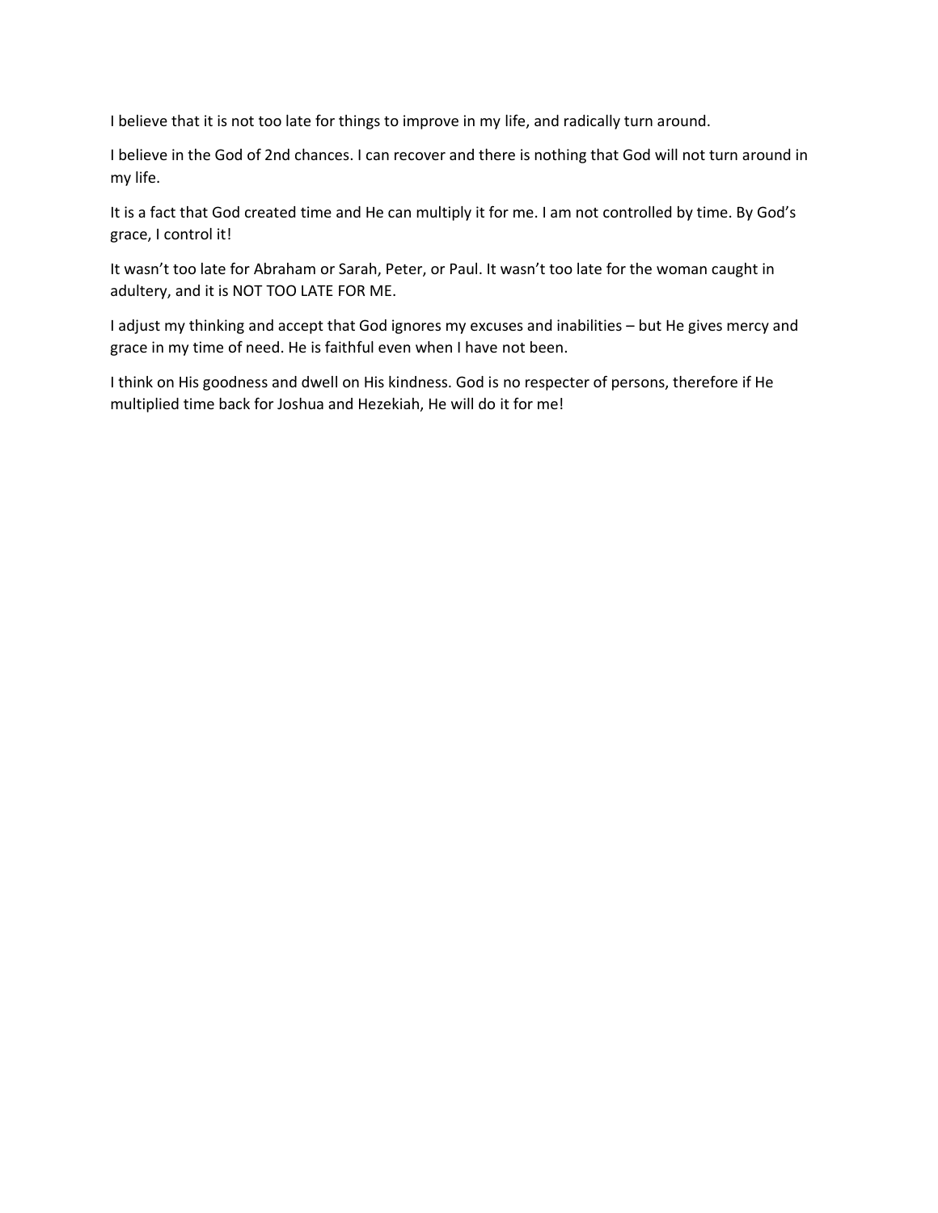I believe that it is not too late for things to improve in my life, and radically turn around.

I believe in the God of 2nd chances. I can recover and there is nothing that God will not turn around in my life.

It is a fact that God created time and He can multiply it for me. I am not controlled by time. By God's grace, I control it!

It wasn't too late for Abraham or Sarah, Peter, or Paul. It wasn't too late for the woman caught in adultery, and it is NOT TOO LATE FOR ME.

I adjust my thinking and accept that God ignores my excuses and inabilities – but He gives mercy and grace in my time of need. He is faithful even when I have not been.

I think on His goodness and dwell on His kindness. God is no respecter of persons, therefore if He multiplied time back for Joshua and Hezekiah, He will do it for me!